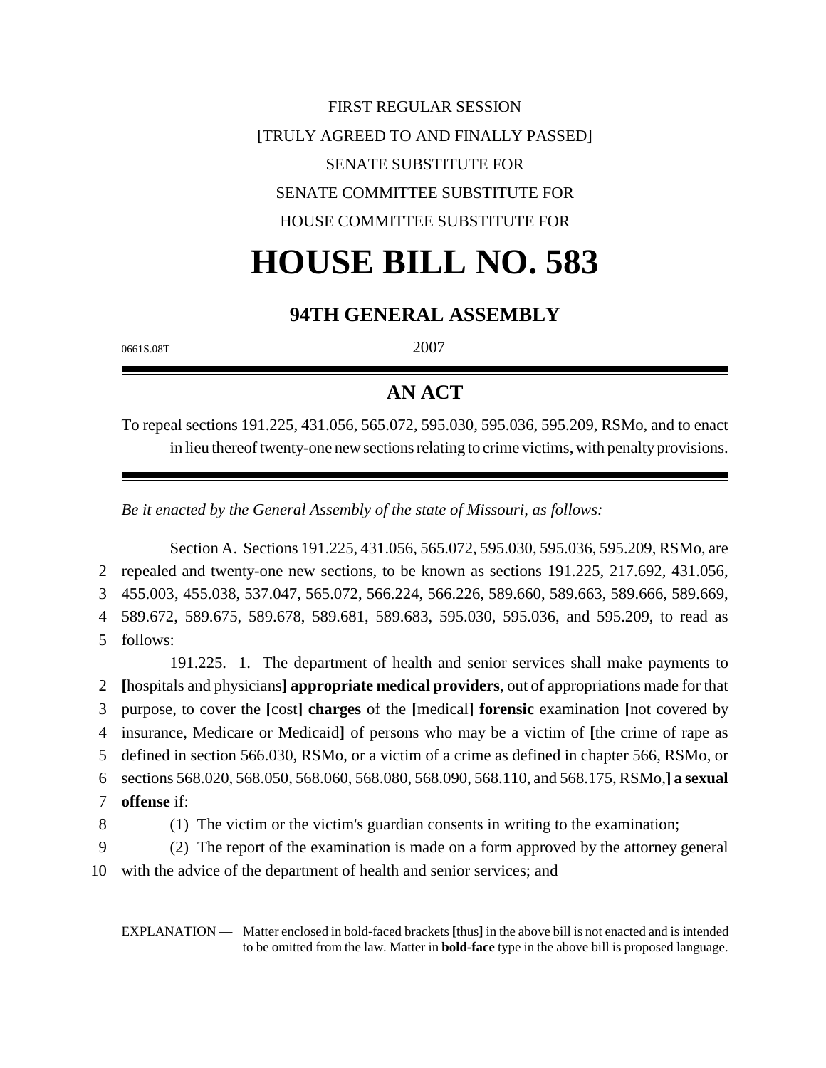FIRST REGULAR SESSION

[TRULY AGREED TO AND FINALLY PASSED]

SENATE SUBSTITUTE FOR

SENATE COMMITTEE SUBSTITUTE FOR

HOUSE COMMITTEE SUBSTITUTE FOR

# HOUSE BILL NO. 583

## 94TH GENERAL ASSEMBLY

0661S.08T 2007

## AN ACT

To repeal sections 191.225, 431.056, 565.072, 595.030, 595.036, 595.209, RSMo, and to enact in lieu thereof twenty-one new sections relating to crime victims, with penalty provisions.

*Be it enacted by the General Assembly of the state of Missouri, as follows:*

Section A. Sections 191.225, 431.056, 565.072, 595.030, 595.036, 595.209, RSMo, are repealed and twenty-one new sections, to be known as sections 191.225, 217.692, 431.056, 455.003, 455.038, 537.047, 565.072, 566.224, 566.226, 589.660, 589.663, 589.666, 589.669, 589.672, 589.675, 589.678, 589.681, 589.683, 595.030, 595.036, and 595.209, to read as follows:

191.225. 1. The department of health and senior services shall make payments to **[**hospitals and physicians**] appropriate medical providers**, out of appropriations made for that purpose, to cover the **[**cost**] charges** of the **[**medical**] forensic** examination **[**not covered by insurance, Medicare or Medicaid**]** of persons who may be a victim of **[**the crime of rape as defined in section 566.030, RSMo, or a victim of a crime as defined in chapter 566, RSMo, or sections 568.020, 568.050, 568.060, 568.080, 568.090, 568.110, and 568.175, RSMo,**] a sexual offense** if:

(1) The victim or the victim's guardian consents in writing to the examination;

(2) The report of the examination is made on a form approved by the attorney general with the advice of the department of health and senior services; and

EXPLANATION — Matter enclosed in bold-faced brackets **[**thus**]** in the above bill is not enacted and is intended to be omitted from the law. Matter in **bold-face** type in the above bill is proposed language.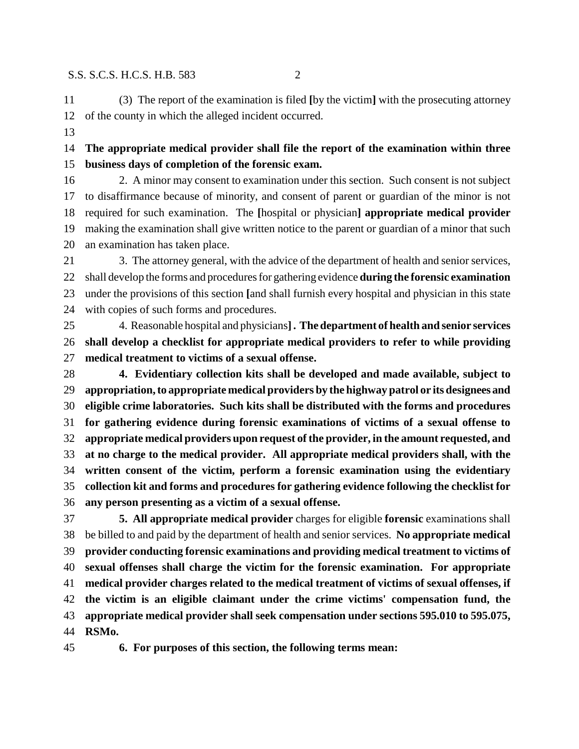(3) The report of the examination is filed [by the victim] with the prosecuting attorney of the county in which the alleged incident occurred.

**The appropriate medical provider shall file the report of the examination within three business days of completion of the forensic exam.**

2. A minor may consent to examination under this section. Such consent is not subject to disaffirmance because of minority, and consent of parent or guardian of the minor is not required for such examination. The [hospital or physician] **appropriate medical provider** making the examination shall give written notice to the parent or guardian of a minor that such an examination has taken place.

3. The attorney general, with the advice of the department of health and senior services, shall develop the forms and procedures for gathering evidence **during the forensic examination** under the provisions of this section [and shall furnish every hospital and physician in this state with copies of such forms and procedures.

4. Reasonable hospital and physicians]**. The department of health and senior services shall develop a checklist for appropriate medical providers to refer to while providing medical treatment to victims of a sexual offense.**

**4. Evidentiary collection kits shall be developed and made available, subject to appropriation, to appropriate medical providers by the highway patrol or its designees and eligible crime laboratories. Such kits shall be distributed with the forms and procedures for gathering evidence during forensic examinations of victims of a sexual offense to appropriate medical providers upon request of the provider, in the amount requested, and at no charge to the medical provider. All appropriate medical providers shall, with the written consent of the victim, perform a forensic examination using the evidentiary collection kit and forms and procedures for gathering evidence following the checklist for any person presenting as a victim of a sexual offense.**

**5. All appropriate medical provider** charges for eligible **forensic** examinations shall be billed to and paid by the department of health and senior services. **No appropriate medical provider conducting forensic examinations and providing medical treatment to victims of sexual offenses shall charge the victim for the forensic examination. For appropriate medical provider charges related to the medical treatment of victims of sexual offenses, if the victim is an eligible claimant under the crime victims' compensation fund, the appropriate medical provider shall seek compensation under sections 595.010 to 595.075, RSMo.**

**6. For purposes of this section, the following terms mean:**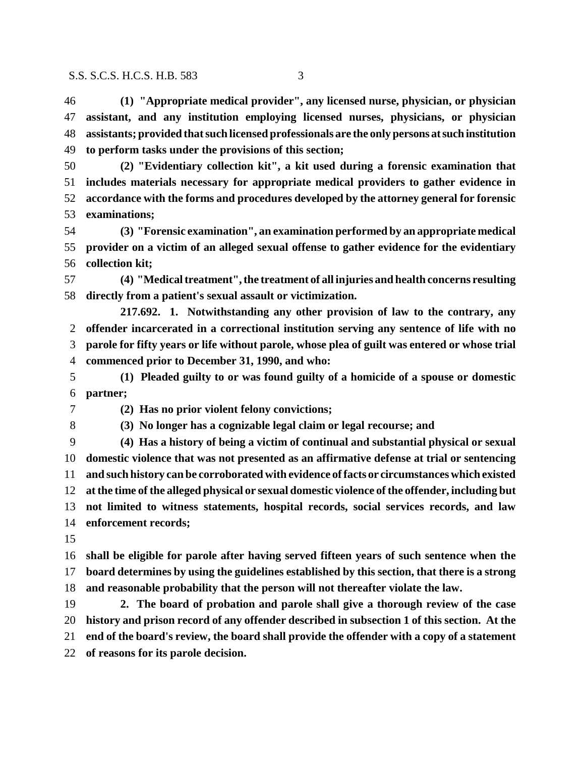**(1) "Appropriate medical provider", any licensed nurse, physician, or physician assistant, and any institution employing licensed nurses, physicians, or physician assistants; provided that such licensed professionals are the only persons at such institution to perform tasks under the provisions of this section;**

**(2) "Evidentiary collection kit", a kit used during a forensic examination that includes materials necessary for appropriate medical providers to gather evidence in accordance with the forms and procedures developed by the attorney general for forensic examinations;**

**(3) "Forensic examination", an examination performed by an appropriate medical provider on a victim of an alleged sexual offense to gather evidence for the evidentiary collection kit;**

**(4) "Medical treatment", the treatment of all injuries and health concerns resulting directly from a patient's sexual assault or victimization.**

**217.692. 1. Notwithstanding any other provision of law to the contrary, any offender incarcerated in a correctional institution serving any sentence of life with no parole for fifty years or life without parole, whose plea of guilt was entered or whose trial commenced prior to December 31, 1990, and who:**

**(1) Pleaded guilty to or was found guilty of a homicide of a spouse or domestic partner;**

**(2) Has no prior violent felony convictions;**

**(3) No longer has a cognizable legal claim or legal recourse; and**

**(4) Has a history of being a victim of continual and substantial physical or sexual domestic violence that was not presented as an affirmative defense at trial or sentencing and such history can be corroborated with evidence of facts or circumstances which existed at the time of the alleged physical or sexual domestic violence of the offender, including but not limited to witness statements, hospital records, social services records, and law enforcement records;**

**shall be eligible for parole after having served fifteen years of such sentence when the board determines by using the guidelines established by this section, that there is a strong and reasonable probability that the person will not thereafter violate the law.**

**2. The board of probation and parole shall give a thorough review of the case history and prison record of any offender described in subsection 1 of this section. At the end of the board's review, the board shall provide the offender with a copy of a statement of reasons for its parole decision.**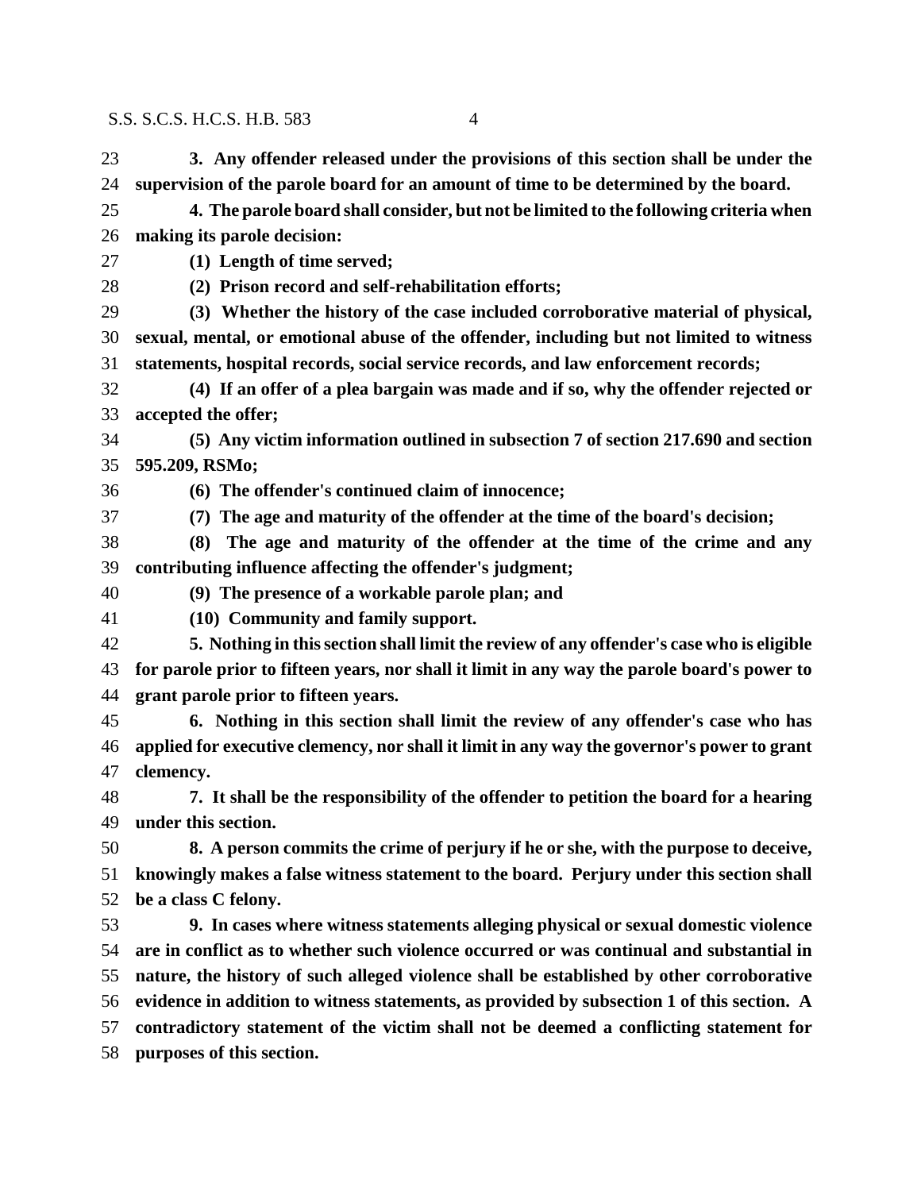**3. Any offender released under the provisions of this section shall be under the supervision of the parole board for an amount of time to be determined by the board.**

**4. The parole board shall consider, but not be limited to the following criteria when making its parole decision:**

**(1) Length of time served;**

**(2) Prison record and self-rehabilitation efforts;**

**(3) Whether the history of the case included corroborative material of physical, sexual, mental, or emotional abuse of the offender, including but not limited to witness statements, hospital records, social service records, and law enforcement records;**

**(4) If an offer of a plea bargain was made and if so, why the offender rejected or accepted the offer;**

**(5) Any victim information outlined in subsection 7 of section 217.690 and section 595.209, RSMo;**

**(6) The offender's continued claim of innocence;**

**(7) The age and maturity of the offender at the time of the board's decision;**

**(8) The age and maturity of the offender at the time of the crime and any contributing influence affecting the offender's judgment;**

**(9) The presence of a workable parole plan; and**

**(10) Community and family support.**

**5. Nothing in this section shall limit the review of any offender's case who is eligible for parole prior to fifteen years, nor shall it limit in any way the parole board's power to grant parole prior to fifteen years.**

**6. Nothing in this section shall limit the review of any offender's case who has applied for executive clemency, nor shall it limit in any way the governor's power to grant clemency.**

**7. It shall be the responsibility of the offender to petition the board for a hearing under this section.**

**8. A person commits the crime of perjury if he or she, with the purpose to deceive, knowingly makes a false witness statement to the board. Perjury under this section shall be a class C felony.**

**9. In cases where witness statements alleging physical or sexual domestic violence are in conflict as to whether such violence occurred or was continual and substantial in nature, the history of such alleged violence shall be established by other corroborative evidence in addition to witness statements, as provided by subsection 1 of this section. A contradictory statement of the victim shall not be deemed a conflicting statement for purposes of this section.**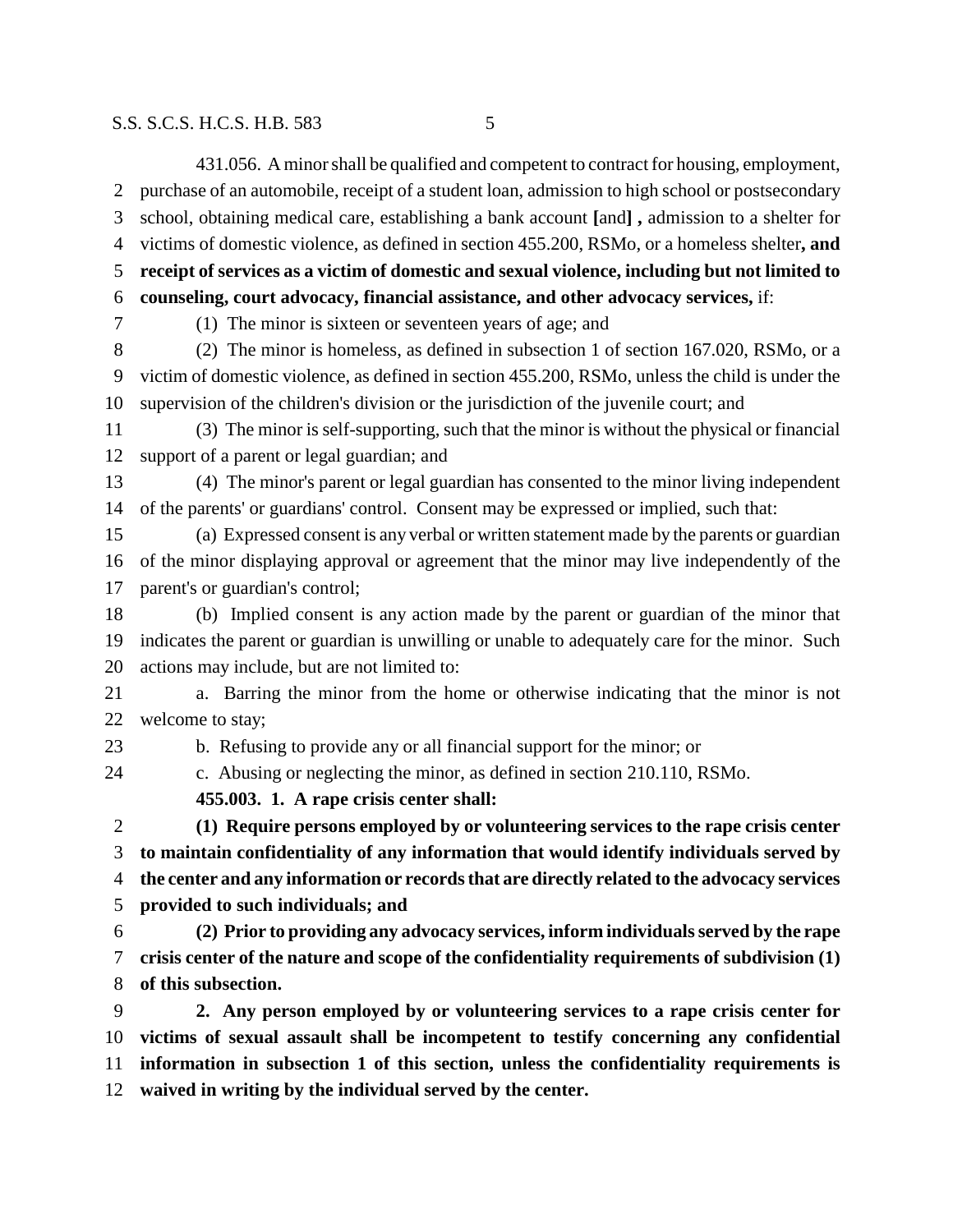431.056. A minor shall be qualified and competent to contract for housing, employment, purchase of an automobile, receipt of a student loan, admission to high school or postsecondary school, obtaining medical care, establishing a bank account **[**and**] ,** admission to a shelter for victims of domestic violence, as defined in section 455.200, RSMo, or a homeless shelter**, and receipt of services as a victim of domestic and sexual violence, including but not limited to counseling, court advocacy, financial assistance, and other advocacy services,** if:

(1) The minor is sixteen or seventeen years of age; and

(2) The minor is homeless, as defined in subsection 1 of section 167.020, RSMo, or a victim of domestic violence, as defined in section 455.200, RSMo, unless the child is under the supervision of the children's division or the jurisdiction of the juvenile court; and

(3) The minor is self-supporting, such that the minor is without the physical or financial support of a parent or legal guardian; and

(4) The minor's parent or legal guardian has consented to the minor living independent of the parents' or guardians' control. Consent may be expressed or implied, such that:

(a) Expressed consent is any verbal or written statement made by the parents or guardian of the minor displaying approval or agreement that the minor may live independently of the parent's or guardian's control;

(b) Implied consent is any action made by the parent or guardian of the minor that indicates the parent or guardian is unwilling or unable to adequately care for the minor. Such actions may include, but are not limited to:

a. Barring the minor from the home or otherwise indicating that the minor is not welcome to stay;

b. Refusing to provide any or all financial support for the minor; or

c. Abusing or neglecting the minor, as defined in section 210.110, RSMo.

**455.003. 1. A rape crisis center shall:**

**(1) Require persons employed by or volunteering services to the rape crisis center to maintain confidentiality of any information that would identify individuals served by the center and any information or records that are directly related to the advocacy services provided to such individuals; and**

**(2) Prior to providing any advocacy services, inform individuals served by the rape crisis center of the nature and scope of the confidentiality requirements of subdivision (1) of this subsection.**

**2. Any person employed by or volunteering services to a rape crisis center for victims of sexual assault shall be incompetent to testify concerning any confidential information in subsection 1 of this section, unless the confidentiality requirements is waived in writing by the individual served by the center.**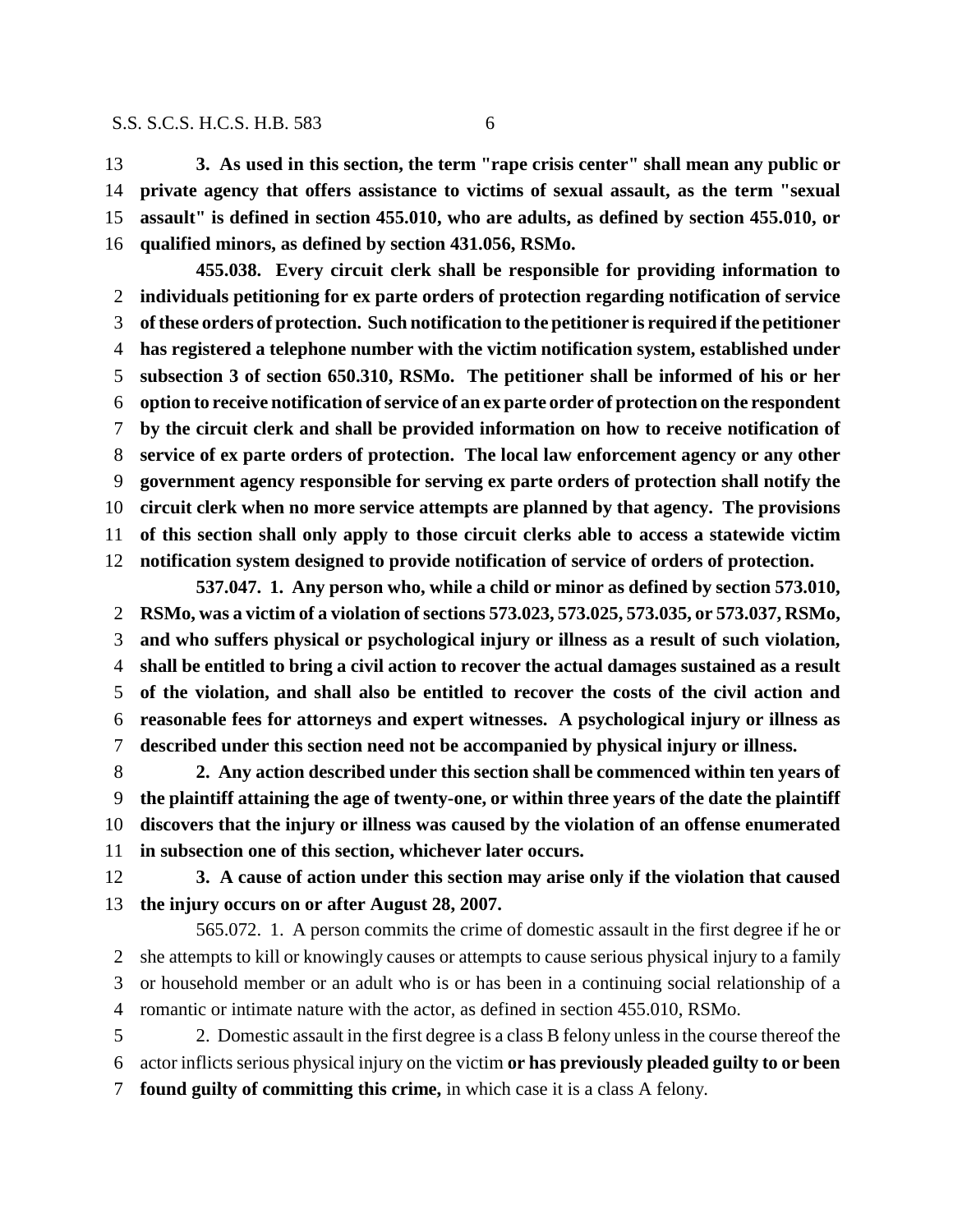**3. As used in this section, the term "rape crisis center" shall mean any public or private agency that offers assistance to victims of sexual assault, as the term "sexual assault" is defined in section 455.010, who are adults, as defined by section 455.010, or qualified minors, as defined by section 431.056, RSMo.**

**455.038. Every circuit clerk shall be responsible for providing information to individuals petitioning for ex parte orders of protection regarding notification of service of these orders of protection. Such notification to the petitioner is required if the petitioner has registered a telephone number with the victim notification system, established under subsection 3 of section 650.310, RSMo. The petitioner shall be informed of his or her option to receive notification of service of an ex parte order of protection on the respondent by the circuit clerk and shall be provided information on how to receive notification of service of ex parte orders of protection. The local law enforcement agency or any other government agency responsible for serving ex parte orders of protection shall notify the circuit clerk when no more service attempts are planned by that agency. The provisions of this section shall only apply to those circuit clerks able to access a statewide victim notification system designed to provide notification of service of orders of protection.**

**537.047. 1. Any person who, while a child or minor as defined by section 573.010, RSMo, was a victim of a violation of sections 573.023, 573.025, 573.035, or 573.037, RSMo, and who suffers physical or psychological injury or illness as a result of such violation, shall be entitled to bring a civil action to recover the actual damages sustained as a result of the violation, and shall also be entitled to recover the costs of the civil action and reasonable fees for attorneys and expert witnesses. A psychological injury or illness as described under this section need not be accompanied by physical injury or illness.**

**2. Any action described under this section shall be commenced within ten years of the plaintiff attaining the age of twenty-one, or within three years of the date the plaintiff discovers that the injury or illness was caused by the violation of an offense enumerated in subsection one of this section, whichever later occurs.**

**3. A cause of action under this section may arise only if the violation that caused the injury occurs on or after August 28, 2007.**

565.072. 1. A person commits the crime of domestic assault in the first degree if he or she attempts to kill or knowingly causes or attempts to cause serious physical injury to a family or household member or an adult who is or has been in a continuing social relationship of a romantic or intimate nature with the actor, as defined in section 455.010, RSMo.

2. Domestic assault in the first degree is a class B felony unless in the course thereof the actor inflicts serious physical injury on the victim **or has previously pleaded guilty to or been found guilty of committing this crime,** in which case it is a class A felony.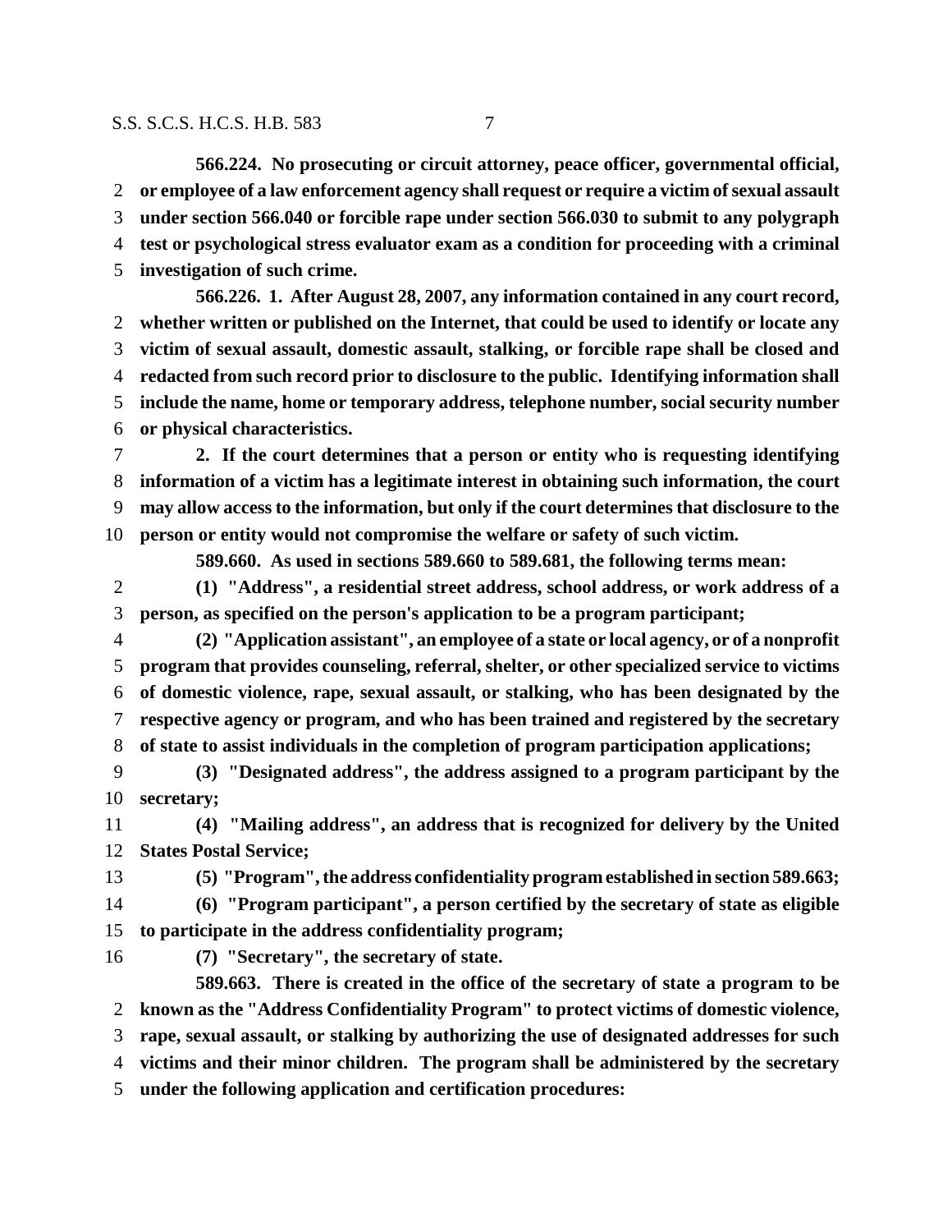**566.224. No prosecuting or circuit attorney, peace officer, governmental official, or employee of a law enforcement agency shall request or require a victim of sexual assault under section 566.040 or forcible rape under section 566.030 to submit to any polygraph test or psychological stress evaluator exam as a condition for proceeding with a criminal investigation of such crime.**

**566.226. 1. After August 28, 2007, any information contained in any court record, whether written or published on the Internet, that could be used to identify or locate any victim of sexual assault, domestic assault, stalking, or forcible rape shall be closed and redacted from such record prior to disclosure to the public. Identifying information shall include the name, home or temporary address, telephone number, social security number or physical characteristics.**

**2. If the court determines that a person or entity who is requesting identifying information of a victim has a legitimate interest in obtaining such information, the court may allow access to the information, but only if the court determines that disclosure to the person or entity would not compromise the welfare or safety of such victim.**

**589.660. As used in sections 589.660 to 589.681, the following terms mean:**

**(1) "Address", a residential street address, school address, or work address of a person, as specified on the person's application to be a program participant;**

**(2) "Application assistant", an employee of a state or local agency, or of a nonprofit program that provides counseling, referral, shelter, or other specialized service to victims of domestic violence, rape, sexual assault, or stalking, who has been designated by the respective agency or program, and who has been trained and registered by the secretary of state to assist individuals in the completion of program participation applications;**

**(3) "Designated address", the address assigned to a program participant by the secretary;**

**(4) "Mailing address", an address that is recognized for delivery by the United States Postal Service;**

**(5) "Program", the address confidentiality program established in section 589.663;**

**(6) "Program participant", a person certified by the secretary of state as eligible to participate in the address confidentiality program;**

**(7) "Secretary", the secretary of state.**

**589.663. There is created in the office of the secretary of state a program to be known as the "Address Confidentiality Program" to protect victims of domestic violence, rape, sexual assault, or stalking by authorizing the use of designated addresses for such victims and their minor children. The program shall be administered by the secretary under the following application and certification procedures:**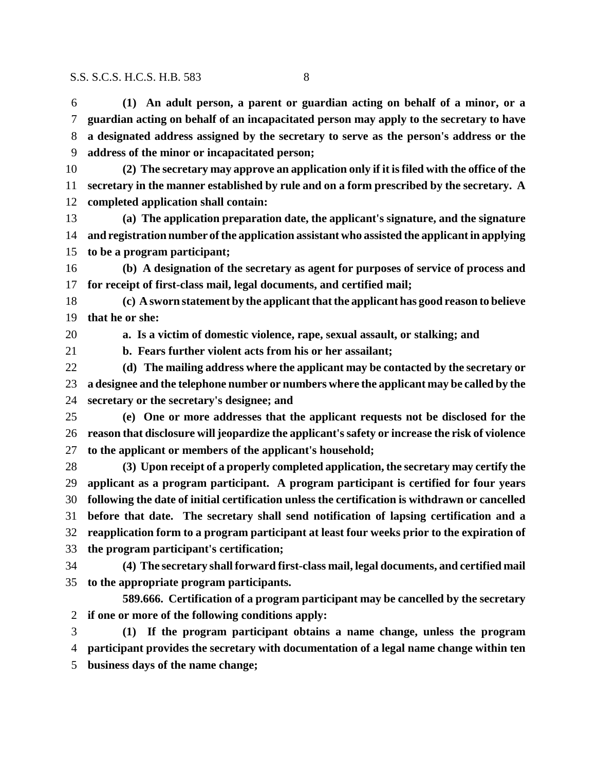**(1) An adult person, a parent or guardian acting on behalf of a minor, or a guardian acting on behalf of an incapacitated person may apply to the secretary to have a designated address assigned by the secretary to serve as the person's address or the address of the minor or incapacitated person;**

**(2) The secretary may approve an application only if it is filed with the office of the secretary in the manner established by rule and on a form prescribed by the secretary. A completed application shall contain:**

**(a) The application preparation date, the applicant's signature, and the signature and registration number of the application assistant who assisted the applicant in applying to be a program participant;**

**(b) A designation of the secretary as agent for purposes of service of process and for receipt of first-class mail, legal documents, and certified mail;**

**(c) A sworn statement by the applicant that the applicant has good reason to believe that he or she:**

**a. Is a victim of domestic violence, rape, sexual assault, or stalking; and**

**b. Fears further violent acts from his or her assailant;**

**(d) The mailing address where the applicant may be contacted by the secretary or a designee and the telephone number or numbers where the applicant may be called by the secretary or the secretary's designee; and**

**(e) One or more addresses that the applicant requests not be disclosed for the reason that disclosure will jeopardize the applicant's safety or increase the risk of violence to the applicant or members of the applicant's household;**

**(3) Upon receipt of a properly completed application, the secretary may certify the applicant as a program participant. A program participant is certified for four years following the date of initial certification unless the certification is withdrawn or cancelled before that date. The secretary shall send notification of lapsing certification and a reapplication form to a program participant at least four weeks prior to the expiration of the program participant's certification;**

**(4) The secretary shall forward first-class mail, legal documents, and certified mail to the appropriate program participants.**

**589.666. Certification of a program participant may be cancelled by the secretary if one or more of the following conditions apply:**

**(1) If the program participant obtains a name change, unless the program participant provides the secretary with documentation of a legal name change within ten business days of the name change;**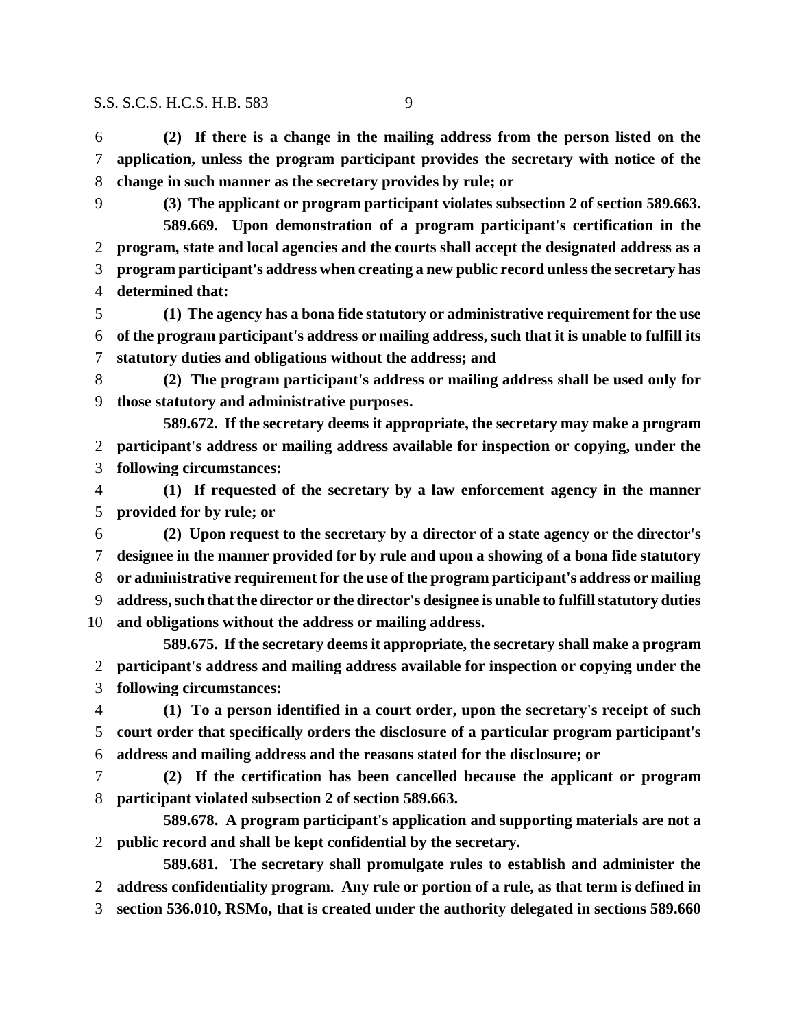**(2) If there is a change in the mailing address from the person listed on the application, unless the program participant provides the secretary with notice of the change in such manner as the secretary provides by rule; or**

**(3) The applicant or program participant violates subsection 2 of section 589.663.**

**589.669. Upon demonstration of a program participant's certification in the program, state and local agencies and the courts shall accept the designated address as a program participant's address when creating a new public record unless the secretary has determined that:**

**(1) The agency has a bona fide statutory or administrative requirement for the use of the program participant's address or mailing address, such that it is unable to fulfill its statutory duties and obligations without the address; and**

**(2) The program participant's address or mailing address shall be used only for those statutory and administrative purposes.**

**589.672. If the secretary deems it appropriate, the secretary may make a program participant's address or mailing address available for inspection or copying, under the following circumstances:**

**(1) If requested of the secretary by a law enforcement agency in the manner provided for by rule; or**

**(2) Upon request to the secretary by a director of a state agency or the director's designee in the manner provided for by rule and upon a showing of a bona fide statutory or administrative requirement for the use of the program participant's address or mailing address, such that the director or the director's designee is unable to fulfill statutory duties and obligations without the address or mailing address.**

**589.675. If the secretary deems it appropriate, the secretary shall make a program participant's address and mailing address available for inspection or copying under the following circumstances:**

**(1) To a person identified in a court order, upon the secretary's receipt of such court order that specifically orders the disclosure of a particular program participant's address and mailing address and the reasons stated for the disclosure; or**

**(2) If the certification has been cancelled because the applicant or program participant violated subsection 2 of section 589.663.**

**589.678. A program participant's application and supporting materials are not a public record and shall be kept confidential by the secretary.**

**589.681. The secretary shall promulgate rules to establish and administer the address confidentiality program. Any rule or portion of a rule, as that term is defined in section 536.010, RSMo, that is created under the authority delegated in sections 589.660**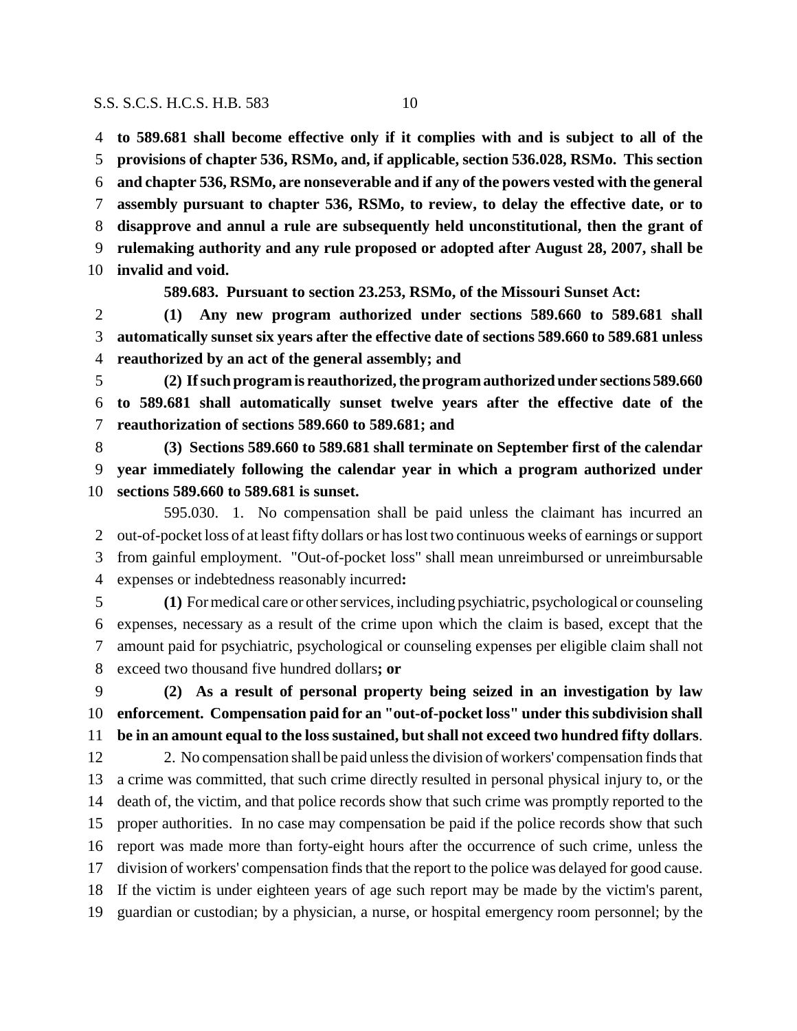**to 589.681 shall become effective only if it complies with and is subject to all of the provisions of chapter 536, RSMo, and, if applicable, section 536.028, RSMo. This section and chapter 536, RSMo, are nonseverable and if any of the powers vested with the general assembly pursuant to chapter 536, RSMo, to review, to delay the effective date, or to disapprove and annul a rule are subsequently held unconstitutional, then the grant of rulemaking authority and any rule proposed or adopted after August 28, 2007, shall be invalid and void.**

**589.683. Pursuant to section 23.253, RSMo, of the Missouri Sunset Act:**

**(1) Any new program authorized under sections 589.660 to 589.681 shall automatically sunset six years after the effective date of sections 589.660 to 589.681 unless reauthorized by an act of the general assembly; and**

**(2) If such program is reauthorized, the program authorized under sections 589.660 to 589.681 shall automatically sunset twelve years after the effective date of the reauthorization of sections 589.660 to 589.681; and**

**(3) Sections 589.660 to 589.681 shall terminate on September first of the calendar year immediately following the calendar year in which a program authorized under sections 589.660 to 589.681 is sunset.**

595.030. 1. No compensation shall be paid unless the claimant has incurred an out-of-pocket loss of at least fifty dollars or has lost two continuous weeks of earnings or support from gainful employment. "Out-of-pocket loss" shall mean unreimbursed or unreimbursable expenses or indebtedness reasonably incurred**:**

**(1)** For medical care or other services, including psychiatric, psychological or counseling expenses, necessary as a result of the crime upon which the claim is based, except that the amount paid for psychiatric, psychological or counseling expenses per eligible claim shall not exceed two thousand five hundred dollars**; or**

**(2) As a result of personal property being seized in an investigation by law enforcement. Compensation paid for an "out-of-pocket loss" under this subdivision shall be in an amount equal to the loss sustained, but shall not exceed two hundred fifty dollars**.

2. No compensation shall be paid unless the division of workers' compensation finds that a crime was committed, that such crime directly resulted in personal physical injury to, or the death of, the victim, and that police records show that such crime was promptly reported to the proper authorities. In no case may compensation be paid if the police records show that such report was made more than forty-eight hours after the occurrence of such crime, unless the division of workers' compensation finds that the report to the police was delayed for good cause. If the victim is under eighteen years of age such report may be made by the victim's parent, guardian or custodian; by a physician, a nurse, or hospital emergency room personnel; by the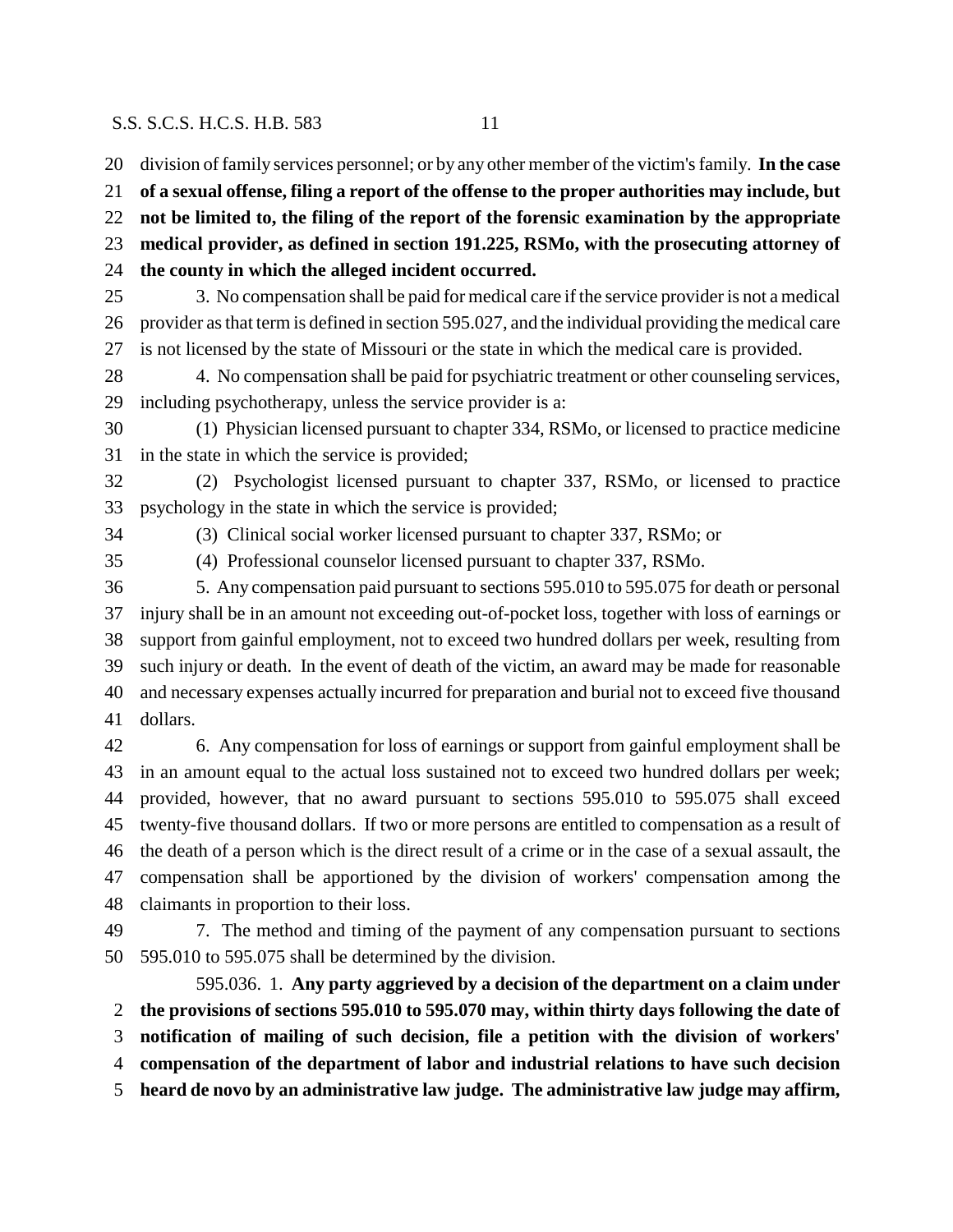division of family services personnel; or by any other member of the victim's family. **In the case of a sexual offense, filing a report of the offense to the proper authorities may include, but not be limited to, the filing of the report of the forensic examination by the appropriate medical provider, as defined in section 191.225, RSMo, with the prosecuting attorney of the county in which the alleged incident occurred.**

3. No compensation shall be paid for medical care if the service provider is not a medical provider as that term is defined in section 595.027, and the individual providing the medical care is not licensed by the state of Missouri or the state in which the medical care is provided.

4. No compensation shall be paid for psychiatric treatment or other counseling services, including psychotherapy, unless the service provider is a:

(1) Physician licensed pursuant to chapter 334, RSMo, or licensed to practice medicine in the state in which the service is provided;

(2) Psychologist licensed pursuant to chapter 337, RSMo, or licensed to practice psychology in the state in which the service is provided;

(3) Clinical social worker licensed pursuant to chapter 337, RSMo; or

(4) Professional counselor licensed pursuant to chapter 337, RSMo.

5. Any compensation paid pursuant to sections 595.010 to 595.075 for death or personal injury shall be in an amount not exceeding out-of-pocket loss, together with loss of earnings or support from gainful employment, not to exceed two hundred dollars per week, resulting from such injury or death. In the event of death of the victim, an award may be made for reasonable and necessary expenses actually incurred for preparation and burial not to exceed five thousand dollars.

6. Any compensation for loss of earnings or support from gainful employment shall be in an amount equal to the actual loss sustained not to exceed two hundred dollars per week; provided, however, that no award pursuant to sections 595.010 to 595.075 shall exceed twenty-five thousand dollars. If two or more persons are entitled to compensation as a result of the death of a person which is the direct result of a crime or in the case of a sexual assault, the compensation shall be apportioned by the division of workers' compensation among the claimants in proportion to their loss.

7. The method and timing of the payment of any compensation pursuant to sections 595.010 to 595.075 shall be determined by the division.

595.036. 1. **Any party aggrieved by a decision of the department on a claim under the provisions of sections 595.010 to 595.070 may, within thirty days following the date of notification of mailing of such decision, file a petition with the division of workers' compensation of the department of labor and industrial relations to have such decision heard de novo by an administrative law judge. The administrative law judge may affirm,**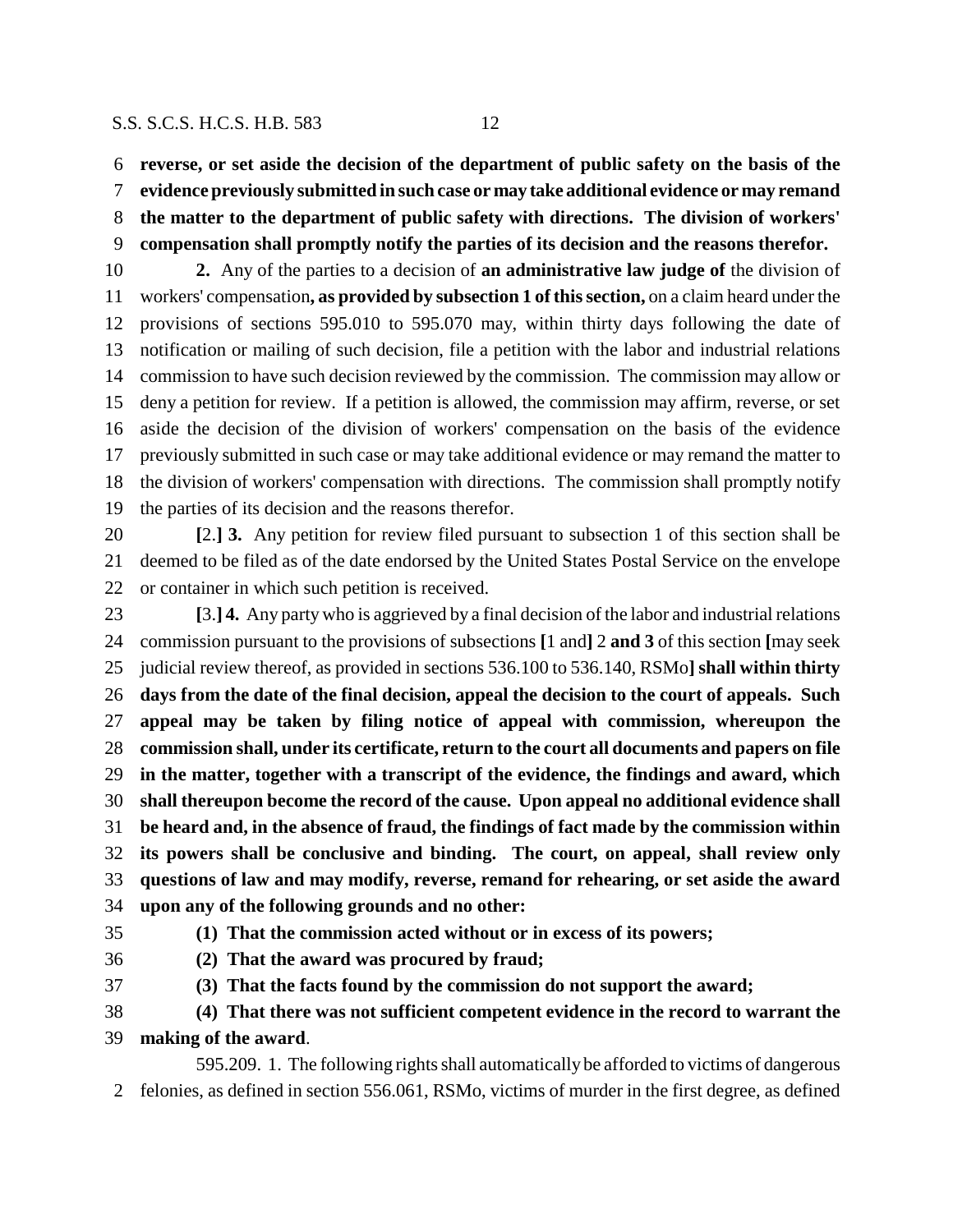**reverse, or set aside the decision of the department of public safety on the basis of the evidence previously submitted in such case or may take additional evidence or may remand the matter to the department of public safety with directions. The division of workers' compensation shall promptly notify the parties of its decision and the reasons therefor.**

**2.** Any of the parties to a decision of **an administrative law judge of** the division of workers' compensation**, as provided by subsection 1 of this section,** on a claim heard under the provisions of sections 595.010 to 595.070 may, within thirty days following the date of notification or mailing of such decision, file a petition with the labor and industrial relations commission to have such decision reviewed by the commission. The commission may allow or deny a petition for review. If a petition is allowed, the commission may affirm, reverse, or set aside the decision of the division of workers' compensation on the basis of the evidence previously submitted in such case or may take additional evidence or may remand the matter to the division of workers' compensation with directions. The commission shall promptly notify the parties of its decision and the reasons therefor.

**[**2.**] 3.** Any petition for review filed pursuant to subsection 1 of this section shall be deemed to be filed as of the date endorsed by the United States Postal Service on the envelope or container in which such petition is received.

**[**3.**] 4.** Any party who is aggrieved by a final decision of the labor and industrial relations commission pursuant to the provisions of subsections **[**1 and**]** 2 **and 3** of this section **[**may seek judicial review thereof, as provided in sections 536.100 to 536.140, RSMo**] shall within thirty days from the date of the final decision, appeal the decision to the court of appeals. Such appeal may be taken by filing notice of appeal with commission, whereupon the commission shall, under its certificate, return to the court all documents and papers on file in the matter, together with a transcript of the evidence, the findings and award, which shall thereupon become the record of the cause. Upon appeal no additional evidence shall be heard and, in the absence of fraud, the findings of fact made by the commission within its powers shall be conclusive and binding. The court, on appeal, shall review only questions of law and may modify, reverse, remand for rehearing, or set aside the award upon any of the following grounds and no other:**

**(1) That the commission acted without or in excess of its powers;**

**(2) That the award was procured by fraud;**

**(3) That the facts found by the commission do not support the award;**

**(4) That there was not sufficient competent evidence in the record to warrant the making of the award**.

595.209. 1. The following rights shall automatically be afforded to victims of dangerous felonies, as defined in section 556.061, RSMo, victims of murder in the first degree, as defined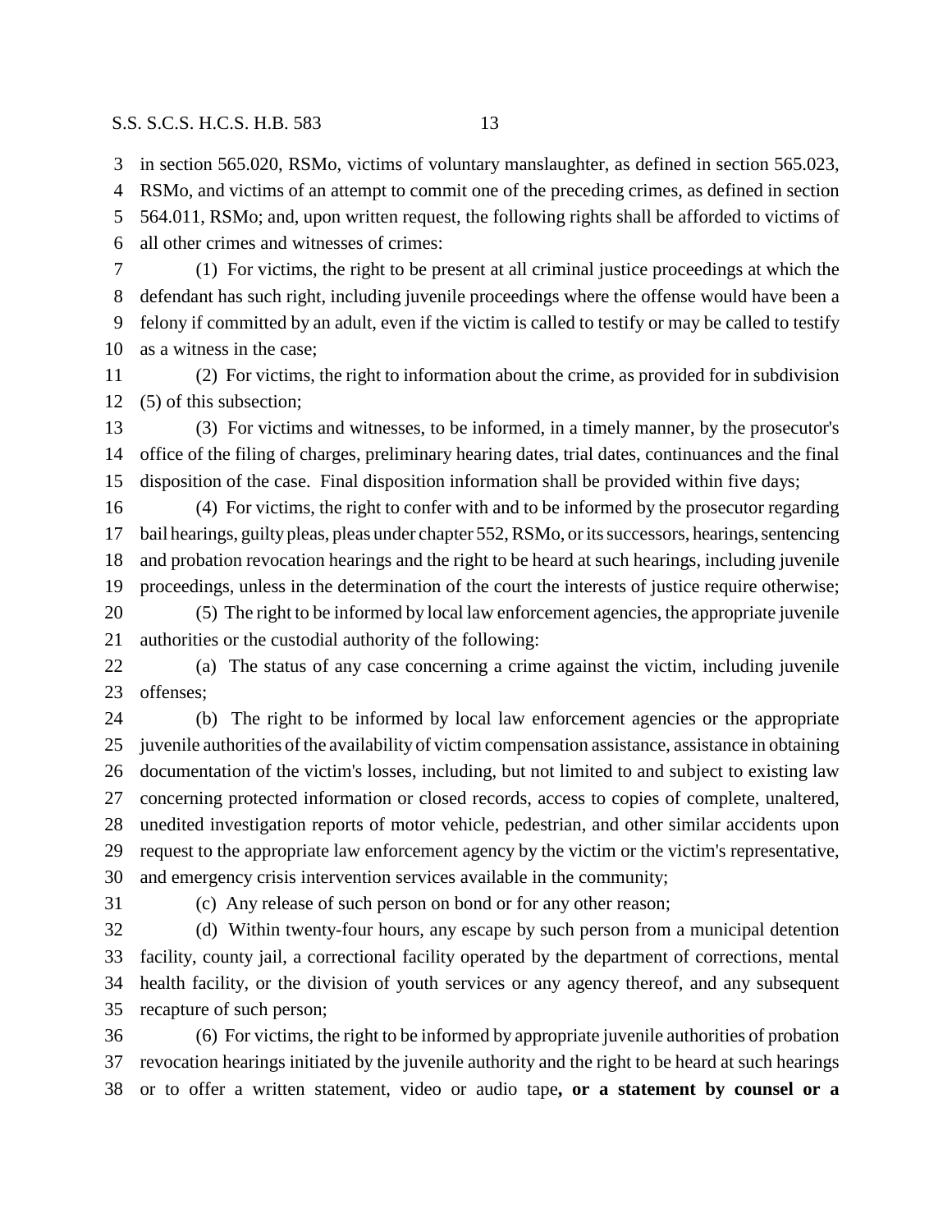in section 565.020, RSMo, victims of voluntary manslaughter, as defined in section 565.023, RSMo, and victims of an attempt to commit one of the preceding crimes, as defined in section 564.011, RSMo; and, upon written request, the following rights shall be afforded to victims of all other crimes and witnesses of crimes:

(1) For victims, the right to be present at all criminal justice proceedings at which the defendant has such right, including juvenile proceedings where the offense would have been a felony if committed by an adult, even if the victim is called to testify or may be called to testify as a witness in the case;

(2) For victims, the right to information about the crime, as provided for in subdivision (5) of this subsection;

(3) For victims and witnesses, to be informed, in a timely manner, by the prosecutor's office of the filing of charges, preliminary hearing dates, trial dates, continuances and the final disposition of the case. Final disposition information shall be provided within five days;

(4) For victims, the right to confer with and to be informed by the prosecutor regarding bail hearings, guilty pleas, pleas under chapter 552, RSMo, or its successors, hearings, sentencing and probation revocation hearings and the right to be heard at such hearings, including juvenile proceedings, unless in the determination of the court the interests of justice require otherwise;

(5) The right to be informed by local law enforcement agencies, the appropriate juvenile authorities or the custodial authority of the following:

(a) The status of any case concerning a crime against the victim, including juvenile offenses;

(b) The right to be informed by local law enforcement agencies or the appropriate juvenile authorities of the availability of victim compensation assistance, assistance in obtaining documentation of the victim's losses, including, but not limited to and subject to existing law concerning protected information or closed records, access to copies of complete, unaltered, unedited investigation reports of motor vehicle, pedestrian, and other similar accidents upon request to the appropriate law enforcement agency by the victim or the victim's representative, and emergency crisis intervention services available in the community;

(c) Any release of such person on bond or for any other reason;

(d) Within twenty-four hours, any escape by such person from a municipal detention facility, county jail, a correctional facility operated by the department of corrections, mental health facility, or the division of youth services or any agency thereof, and any subsequent recapture of such person;

(6) For victims, the right to be informed by appropriate juvenile authorities of probation revocation hearings initiated by the juvenile authority and the right to be heard at such hearings or to offer a written statement, video or audio tape**, or a statement by counsel or a**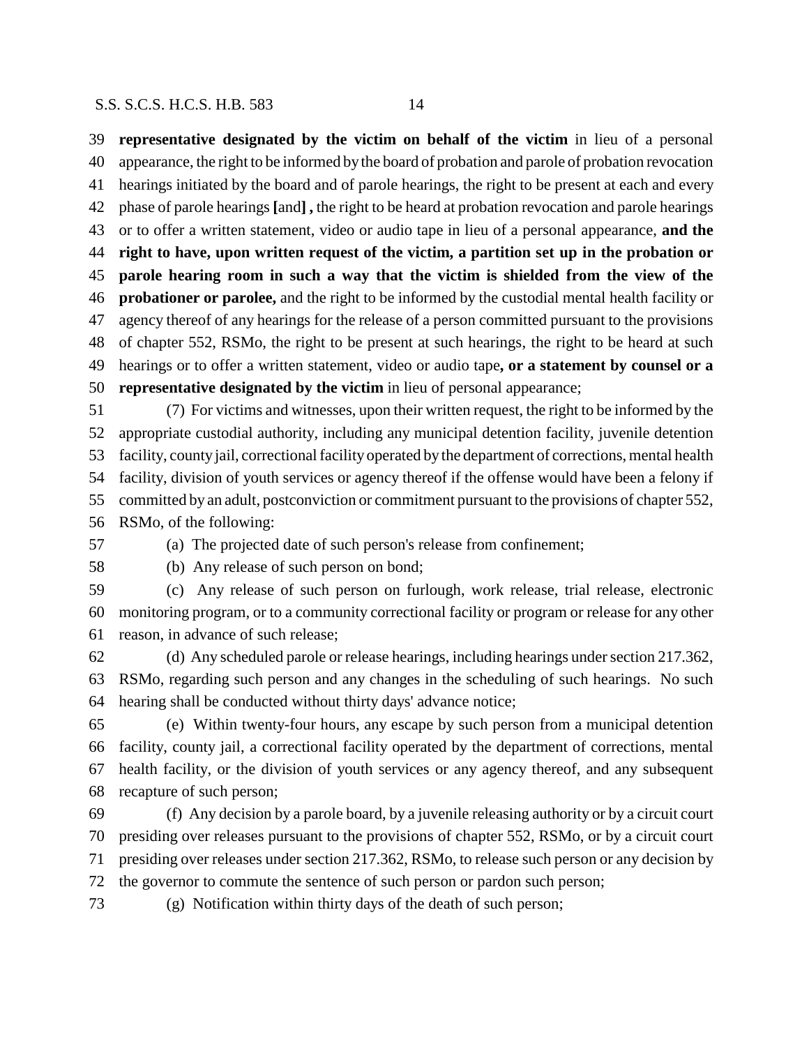39 **representative designated by the victim on behalf of the victim** in lieu of a personal
40 appearance, the right to be informed by the board of probation and parole of probation revocation
41 hearings initiated by the board and of parole hearings, the right to be present at each and every
42 phase of parole hearings **[**and**] ,** the right to be heard at probation revocation and parole hearings
43 or to offer a written statement, video or audio tape in lieu of a personal appearance, **and the**
44 **right to have, upon written request of the victim, a partition set up in the probation or**
45 **parole hearing room in such a way that the victim is shielded from the view of the**
46 **probationer or parolee,** and the right to be informed by the custodial mental health facility or
47 agency thereof of any hearings for the release of a person committed pursuant to the provisions
48 of chapter 552, RSMo, the right to be present at such hearings, the right to be heard at such
49 hearings or to offer a written statement, video or audio tape**, or a statement by counsel or a**
50 **representative designated by the victim** in lieu of personal appearance;

51 (7) For victims and witnesses, upon their written request, the right to be informed by the
52 appropriate custodial authority, including any municipal detention facility, juvenile detention
53 facility, county jail, correctional facility operated by the department of corrections, mental health
54 facility, division of youth services or agency thereof if the offense would have been a felony if
55 committed by an adult, postconviction or commitment pursuant to the provisions of chapter 552,
56 RSMo, of the following:

57 (a) The projected date of such person's release from confinement;

58 (b) Any release of such person on bond;

59 (c) Any release of such person on furlough, work release, trial release, electronic
60 monitoring program, or to a community correctional facility or program or release for any other
61 reason, in advance of such release;

62 (d) Any scheduled parole or release hearings, including hearings under section 217.362,
63 RSMo, regarding such person and any changes in the scheduling of such hearings. No such
64 hearing shall be conducted without thirty days' advance notice;

65 (e) Within twenty-four hours, any escape by such person from a municipal detention
66 facility, county jail, a correctional facility operated by the department of corrections, mental
67 health facility, or the division of youth services or any agency thereof, and any subsequent
68 recapture of such person;

69 (f) Any decision by a parole board, by a juvenile releasing authority or by a circuit court
70 presiding over releases pursuant to the provisions of chapter 552, RSMo, or by a circuit court
71 presiding over releases under section 217.362, RSMo, to release such person or any decision by
72 the governor to commute the sentence of such person or pardon such person;

73 (g) Notification within thirty days of the death of such person;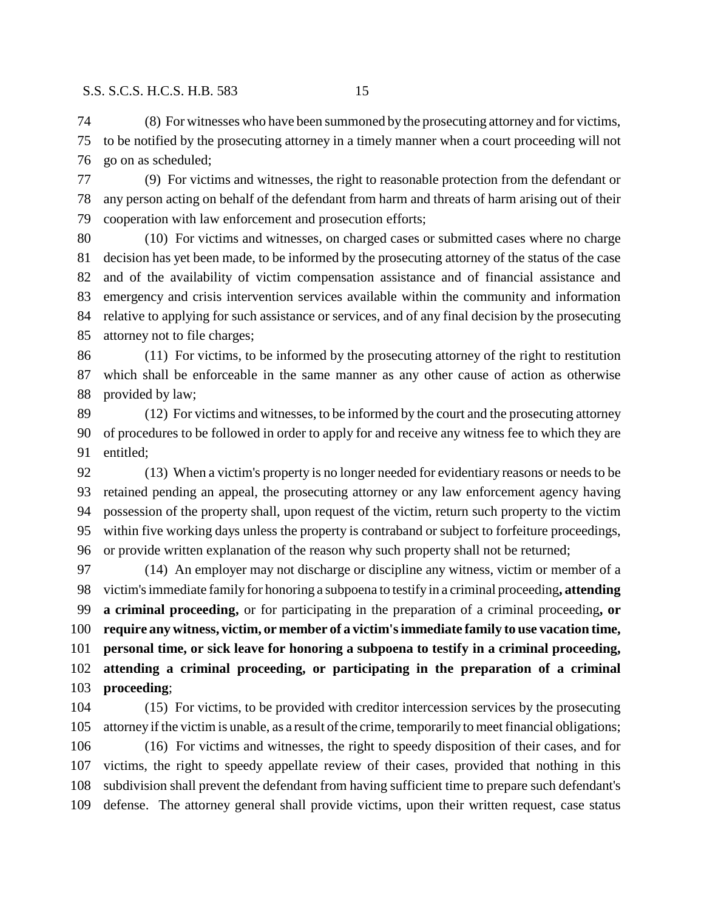(8) For witnesses who have been summoned by the prosecuting attorney and for victims, to be notified by the prosecuting attorney in a timely manner when a court proceeding will not go on as scheduled;

(9) For victims and witnesses, the right to reasonable protection from the defendant or any person acting on behalf of the defendant from harm and threats of harm arising out of their cooperation with law enforcement and prosecution efforts;

(10) For victims and witnesses, on charged cases or submitted cases where no charge decision has yet been made, to be informed by the prosecuting attorney of the status of the case and of the availability of victim compensation assistance and of financial assistance and emergency and crisis intervention services available within the community and information relative to applying for such assistance or services, and of any final decision by the prosecuting attorney not to file charges;

(11) For victims, to be informed by the prosecuting attorney of the right to restitution which shall be enforceable in the same manner as any other cause of action as otherwise provided by law;

(12) For victims and witnesses, to be informed by the court and the prosecuting attorney of procedures to be followed in order to apply for and receive any witness fee to which they are entitled;

(13) When a victim's property is no longer needed for evidentiary reasons or needs to be retained pending an appeal, the prosecuting attorney or any law enforcement agency having possession of the property shall, upon request of the victim, return such property to the victim within five working days unless the property is contraband or subject to forfeiture proceedings, or provide written explanation of the reason why such property shall not be returned;

(14) An employer may not discharge or discipline any witness, victim or member of a victim's immediate family for honoring a subpoena to testify in a criminal proceeding**, attending a criminal proceeding,** or for participating in the preparation of a criminal proceeding**, or require any witness, victim, or member of a victim's immediate family to use vacation time, personal time, or sick leave for honoring a subpoena to testify in a criminal proceeding, attending a criminal proceeding, or participating in the preparation of a criminal proceeding**;

(15) For victims, to be provided with creditor intercession services by the prosecuting attorney if the victim is unable, as a result of the crime, temporarily to meet financial obligations;

(16) For victims and witnesses, the right to speedy disposition of their cases, and for victims, the right to speedy appellate review of their cases, provided that nothing in this subdivision shall prevent the defendant from having sufficient time to prepare such defendant's defense. The attorney general shall provide victims, upon their written request, case status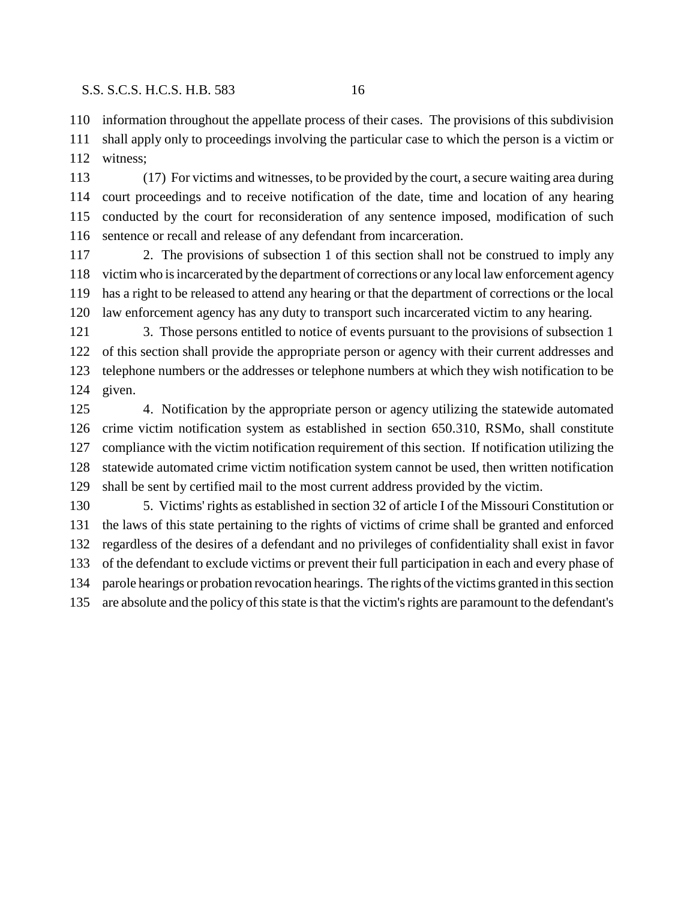information throughout the appellate process of their cases. The provisions of this subdivision shall apply only to proceedings involving the particular case to which the person is a victim or witness;

(17) For victims and witnesses, to be provided by the court, a secure waiting area during court proceedings and to receive notification of the date, time and location of any hearing conducted by the court for reconsideration of any sentence imposed, modification of such sentence or recall and release of any defendant from incarceration.

2. The provisions of subsection 1 of this section shall not be construed to imply any victim who is incarcerated by the department of corrections or any local law enforcement agency has a right to be released to attend any hearing or that the department of corrections or the local law enforcement agency has any duty to transport such incarcerated victim to any hearing.

3. Those persons entitled to notice of events pursuant to the provisions of subsection 1 of this section shall provide the appropriate person or agency with their current addresses and telephone numbers or the addresses or telephone numbers at which they wish notification to be given.

4. Notification by the appropriate person or agency utilizing the statewide automated crime victim notification system as established in section 650.310, RSMo, shall constitute compliance with the victim notification requirement of this section. If notification utilizing the statewide automated crime victim notification system cannot be used, then written notification shall be sent by certified mail to the most current address provided by the victim.

5. Victims' rights as established in section 32 of article I of the Missouri Constitution or the laws of this state pertaining to the rights of victims of crime shall be granted and enforced regardless of the desires of a defendant and no privileges of confidentiality shall exist in favor of the defendant to exclude victims or prevent their full participation in each and every phase of parole hearings or probation revocation hearings. The rights of the victims granted in this section are absolute and the policy of this state is that the victim's rights are paramount to the defendant's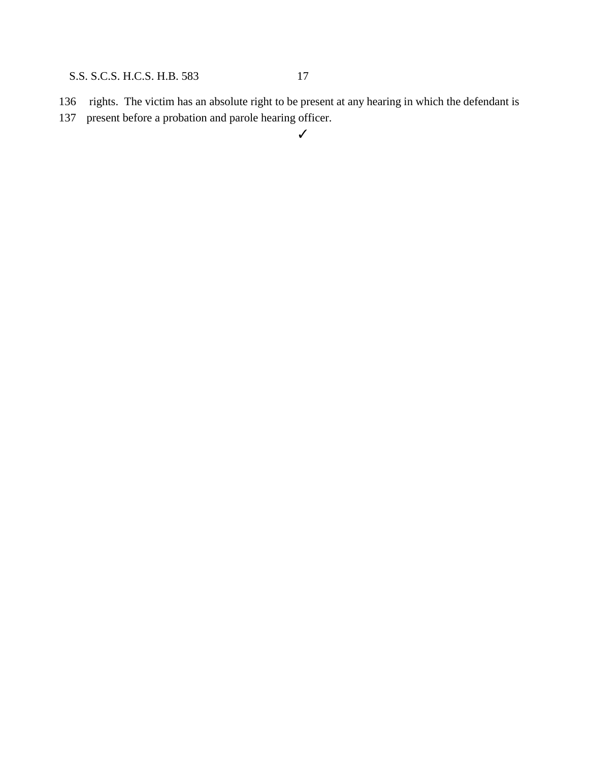136 rights. The victim has an absolute right to be present at any hearing in which the defendant is
137 present before a probation and parole hearing officer.

✓